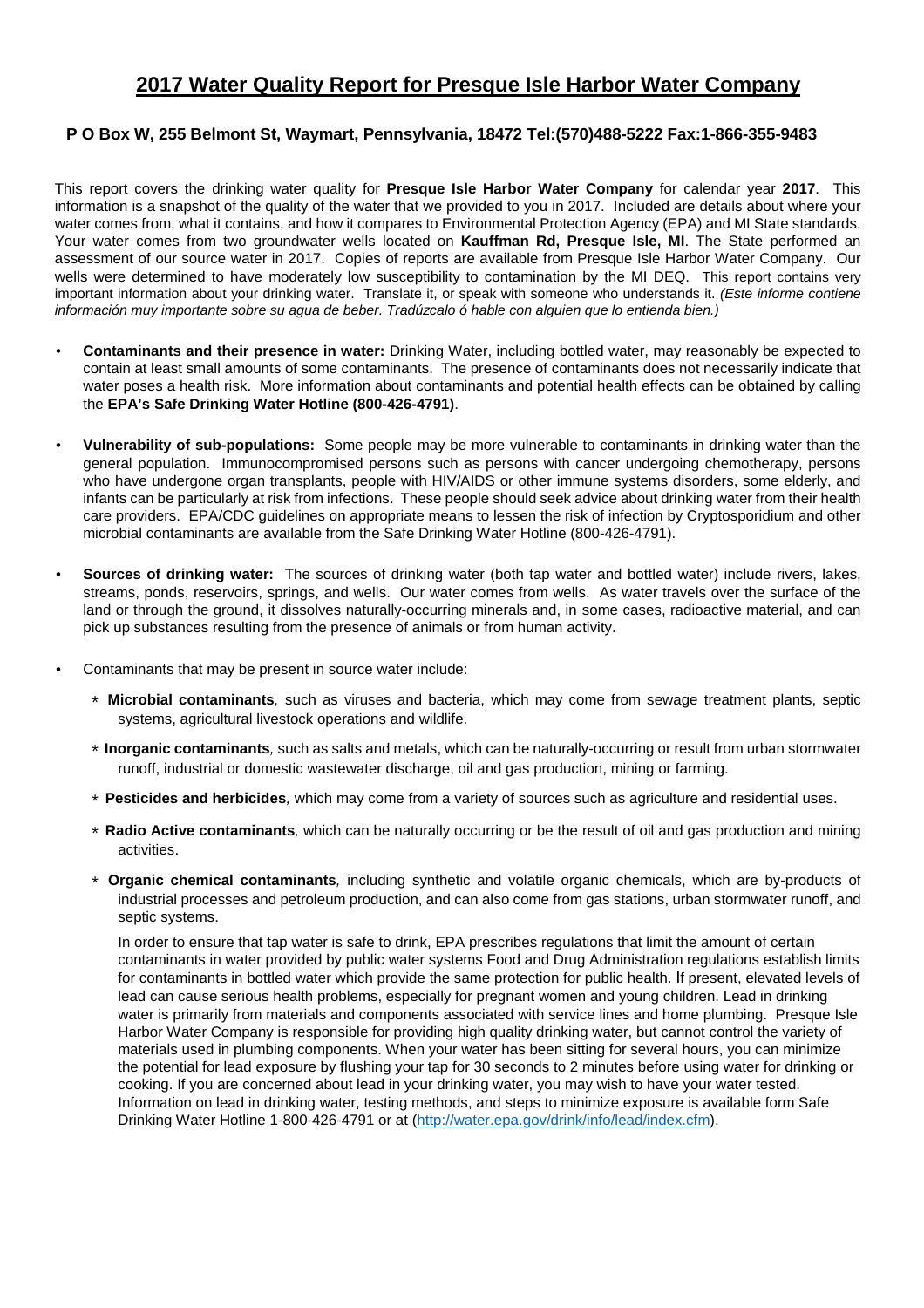# 2017 Water Quality Report for Presque Isle Harbor Water Company

**P O Box W, 255 Belmont St, Waymart, Pennsylvania, 18472 Tel:(570)488-5222 Fax:1-866-355-9483**

This report covers the drinking water quality for **Presque Isle Harbor Water Company** for calendar year **2017**. This information is a snapshot of the quality of the water that we provided to you in 2017. Included are details about where your water comes from, what it contains, and how it compares to Environmental Protection Agency (EPA) and MI State standards. Your water comes from two groundwater wells located on **Kauffman Rd, Presque Isle, MI**. The State performed an assessment of our source water in 2017. Copies of reports are available from Presque Isle Harbor Water Company. Our wells were determined to have moderately low susceptibility to contamination by the MI DEQ. This report contains very important information about your drinking water. Translate it, or speak with someone who understands it. *(Este informe contiene información muy importante sobre su agua de beber. Tradúzcalo ó hable con alguien que lo entienda bien.)*

- **Contaminants and their presence in water:** Drinking Water, including bottled water, may reasonably be expected to contain at least small amounts of some contaminants. The presence of contaminants does not necessarily indicate that water poses a health risk. More information about contaminants and potential health effects can be obtained by calling the **EPA's Safe Drinking Water Hotline (800-426-4791)**.

- **Vulnerability of sub-populations:** Some people may be more vulnerable to contaminants in drinking water than the general population. Immunocompromised persons such as persons with cancer undergoing chemotherapy, persons who have undergone organ transplants, people with HIV/AIDS or other immune systems disorders, some elderly, and infants can be particularly at risk from infections. These people should seek advice about drinking water from their health care providers. EPA/CDC guidelines on appropriate means to lessen the risk of infection by Cryptosporidium and other microbial contaminants are available from the Safe Drinking Water Hotline (800-426-4791).

- **Sources of drinking water:** The sources of drinking water (both tap water and bottled water) include rivers, lakes, streams, ponds, reservoirs, springs, and wells. Our water comes from wells. As water travels over the surface of the land or through the ground, it dissolves naturally-occurring minerals and, in some cases, radioactive material, and can pick up substances resulting from the presence of animals or from human activity.

- Contaminants that may be present in source water include:

  - **Microbial contaminants***,* such as viruses and bacteria, which may come from sewage treatment plants, septic systems, agricultural livestock operations and wildlife.

  - **Inorganic contaminants***,* such as salts and metals, which can be naturally-occurring or result from urban stormwater runoff, industrial or domestic wastewater discharge, oil and gas production, mining or farming.

  - **Pesticides and herbicides***,* which may come from a variety of sources such as agriculture and residential uses.

  - **Radio Active contaminants***,* which can be naturally occurring or be the result of oil and gas production and mining activities.

  - **Organic chemical contaminants***,* including synthetic and volatile organic chemicals, which are by-products of industrial processes and petroleum production, and can also come from gas stations, urban stormwater runoff, and septic systems.

  In order to ensure that tap water is safe to drink, EPA prescribes regulations that limit the amount of certain contaminants in water provided by public water systems Food and Drug Administration regulations establish limits for contaminants in bottled water which provide the same protection for public health. If present, elevated levels of lead can cause serious health problems, especially for pregnant women and young children. Lead in drinking water is primarily from materials and components associated with service lines and home plumbing. Presque Isle Harbor Water Company is responsible for providing high quality drinking water, but cannot control the variety of materials used in plumbing components. When your water has been sitting for several hours, you can minimize the potential for lead exposure by flushing your tap for 30 seconds to 2 minutes before using water for drinking or cooking. If you are concerned about lead in your drinking water, you may wish to have your water tested. Information on lead in drinking water, testing methods, and steps to minimize exposure is available form Safe Drinking Water Hotline 1-800-426-4791 or at (http://water.epa.gov/drink/info/lead/index.cfm).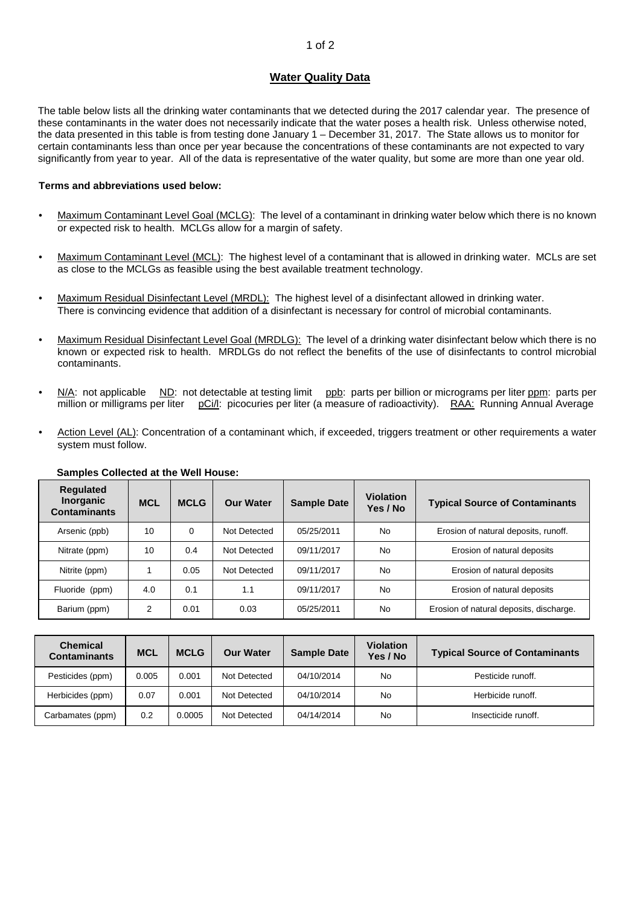## Water Quality Data

The table below lists all the drinking water contaminants that we detected during the 2017 calendar year. The presence of these contaminants in the water does not necessarily indicate that the water poses a health risk. Unless otherwise noted, the data presented in this table is from testing done January 1 – December 31, 2017. The State allows us to monitor for certain contaminants less than once per year because the concentrations of these contaminants are not expected to vary significantly from year to year. All of the data is representative of the water quality, but some are more than one year old.

**Terms and abbreviations used below:**

- Maximum Contaminant Level Goal (MCLG): The level of a contaminant in drinking water below which there is no known or expected risk to health. MCLGs allow for a margin of safety.
- Maximum Contaminant Level (MCL): The highest level of a contaminant that is allowed in drinking water. MCLs are set as close to the MCLGs as feasible using the best available treatment technology.
- Maximum Residual Disinfectant Level (MRDL): The highest level of a disinfectant allowed in drinking water. There is convincing evidence that addition of a disinfectant is necessary for control of microbial contaminants.
- Maximum Residual Disinfectant Level Goal (MRDLG): The level of a drinking water disinfectant below which there is no known or expected risk to health. MRDLGs do not reflect the benefits of the use of disinfectants to control microbial contaminants.
- N/A: not applicable ND: not detectable at testing limit ppb: parts per billion or micrograms per liter ppm: parts per million or milligrams per liter pCi/l: picocuries per liter (a measure of radioactivity). RAA: Running Annual Average
- Action Level (AL): Concentration of a contaminant which, if exceeded, triggers treatment or other requirements a water system must follow.

**Samples Collected at the Well House:**

| Regulated Inorganic Contaminants | MCL | MCLG | Our Water | Sample Date | Violation Yes / No | Typical Source of Contaminants |
|---|---|---|---|---|---|---|
| Arsenic (ppb) | 10 | 0 | Not Detected | 05/25/2011 | No | Erosion of natural deposits, runoff. |
| Nitrate (ppm) | 10 | 0.4 | Not Detected | 09/11/2017 | No | Erosion of natural deposits |
| Nitrite (ppm) | 1 | 0.05 | Not Detected | 09/11/2017 | No | Erosion of natural deposits |
| Fluoride (ppm) | 4.0 | 0.1 | 1.1 | 09/11/2017 | No | Erosion of natural deposits |
| Barium (ppm) | 2 | 0.01 | 0.03 | 05/25/2011 | No | Erosion of natural deposits, discharge. |

| Chemical Contaminants | MCL | MCLG | Our Water | Sample Date | Violation Yes / No | Typical Source of Contaminants |
|---|---|---|---|---|---|---|
| Pesticides (ppm) | 0.005 | 0.001 | Not Detected | 04/10/2014 | No | Pesticide runoff. |
| Herbicides (ppm) | 0.07 | 0.001 | Not Detected | 04/10/2014 | No | Herbicide runoff. |
| Carbamates (ppm) | 0.2 | 0.0005 | Not Detected | 04/14/2014 | No | Insecticide runoff. |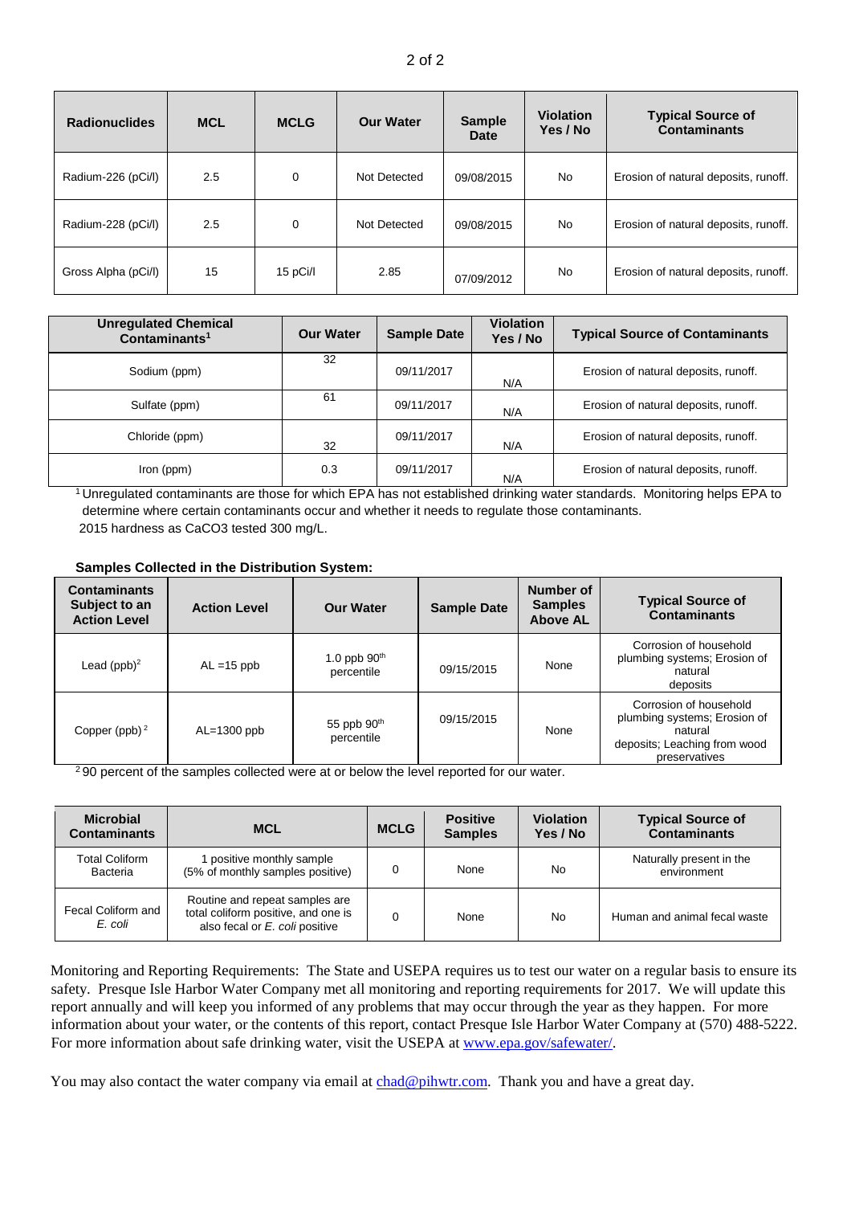| Radionuclides | MCL | MCLG | Our Water | Sample Date | Violation Yes / No | Typical Source of Contaminants |
|---|---|---|---|---|---|---|
| Radium-226 (pCi/l) | 2.5 | 0 | Not Detected | 09/08/2015 | No | Erosion of natural deposits, runoff. |
| Radium-228 (pCi/l) | 2.5 | 0 | Not Detected | 09/08/2015 | No | Erosion of natural deposits, runoff. |
| Gross Alpha (pCi/l) | 15 | 15 pCi/l | 2.85 | 07/09/2012 | No | Erosion of natural deposits, runoff. |

| Unregulated Chemical Contaminants[1] | Our Water | Sample Date | Violation Yes / No | Typical Source of Contaminants |
|---|---|---|---|---|
| Sodium (ppm) | 32 | 09/11/2017 | N/A | Erosion of natural deposits, runoff. |
| Sulfate (ppm) | 61 | 09/11/2017 | N/A | Erosion of natural deposits, runoff. |
| Chloride (ppm) | 32 | 09/11/2017 | N/A | Erosion of natural deposits, runoff. |
| Iron (ppm) | 0.3 | 09/11/2017 | N/A | Erosion of natural deposits, runoff. |

[1] Unregulated contaminants are those for which EPA has not established drinking water standards. Monitoring helps EPA to determine where certain contaminants occur and whether it needs to regulate those contaminants.

2015 hardness as $CaCO_3$ tested 300 mg/L.

**Samples Collected in the Distribution System:**

| Contaminants Subject to an Action Level | Action Level | Our Water | Sample Date | Number of Samples Above AL | Typical Source of Contaminants |
|---|---|---|---|---|---|
| Lead (ppb)[2] | AL =15 ppb | 1.0 ppb 90th percentile | 09/15/2015 | None | Corrosion of household plumbing systems; Erosion of natural deposits |
| Copper (ppb)[2] | AL=1300 ppb | 55 ppb 90th percentile | 09/15/2015 | None | Corrosion of household plumbing systems; Erosion of natural deposits; Leaching from wood preservatives |

[2] 90 percent of the samples collected were at or below the level reported for our water.

| Microbial Contaminants | MCL | MCLG | Positive Samples | Violation Yes / No | Typical Source of Contaminants |
|---|---|---|---|---|---|
| Total Coliform Bacteria | 1 positive monthly sample (5% of monthly samples positive) | 0 | None | No | Naturally present in the environment |
| Fecal Coliform and *E. coli* | Routine and repeat samples are total coliform positive, and one is also fecal or *E. coli* positive | 0 | None | No | Human and animal fecal waste |

Monitoring and Reporting Requirements: The State and USEPA requires us to test our water on a regular basis to ensure its safety. Presque Isle Harbor Water Company met all monitoring and reporting requirements for 2017. We will update this report annually and will keep you informed of any problems that may occur through the year as they happen. For more information about your water, or the contents of this report, contact Presque Isle Harbor Water Company at (570) 488-5222. For more information about safe drinking water, visit the USEPA at www.epa.gov/safewater/.

You may also contact the water company via email at chad@pihwtr.com. Thank you and have a great day.